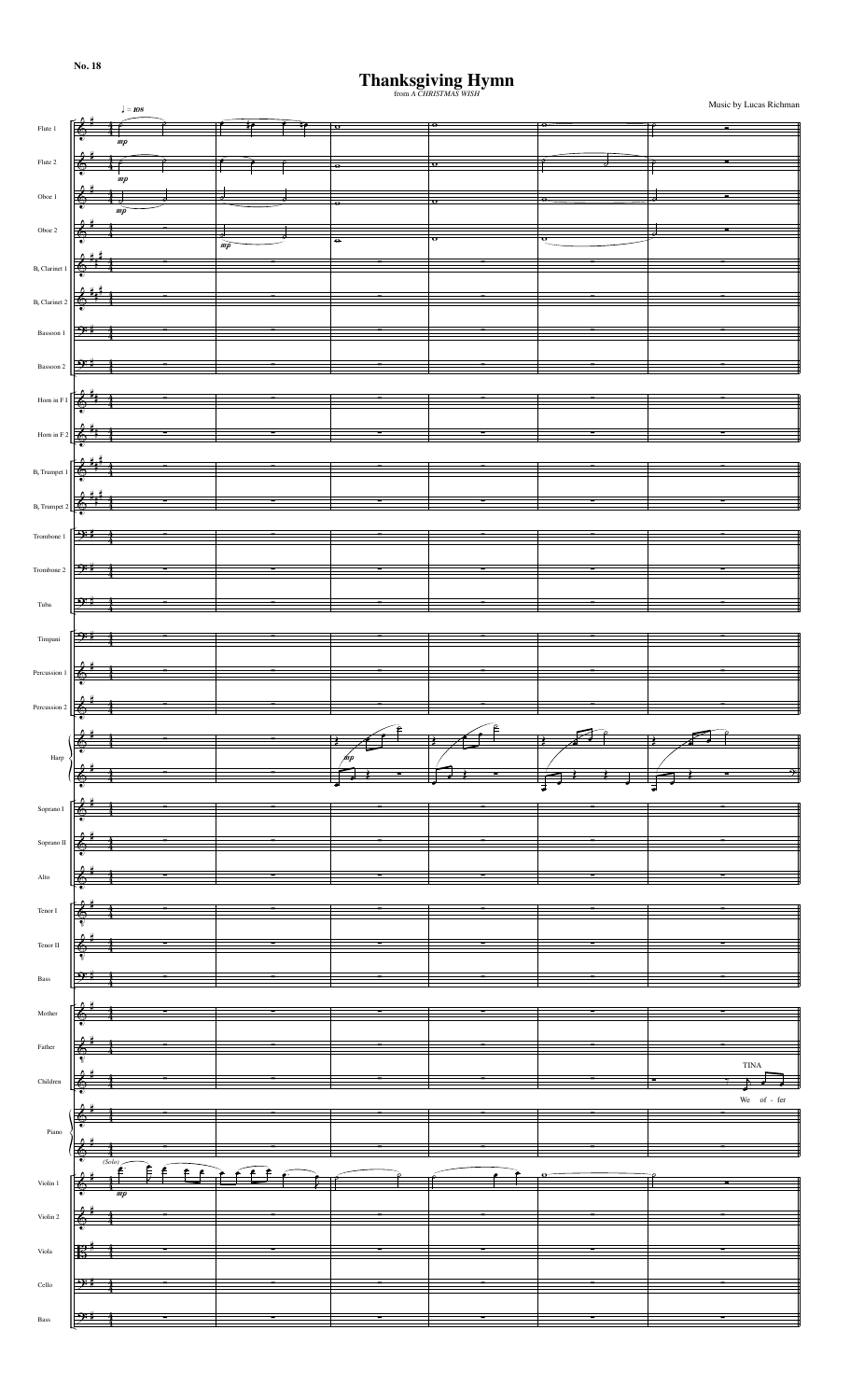No. 18

# Thanksgiving Hymn

from *A CHRISTMAS WISH*

Music by Lucas Richman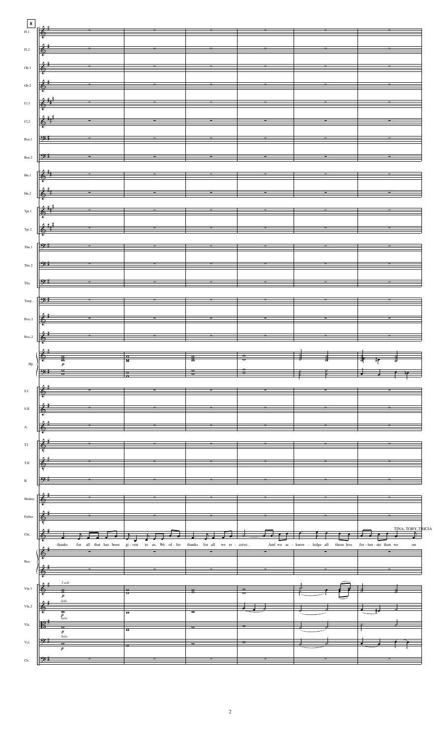8

Fl.1

Fl.2

Ob.1

Ob.2

Cl.1

Cl.2

Bsn.1

Bsn.2

Hn.1

Hn.2

Tpt.1

Tpt.2

Tbn.1

Tbn.2

Tba.

Timp.

Perc.1

Perc.2

Hp.

S.I

S.II

A.

T.I

T.II

B.

Mother

Father

Chi.

TINA, TOBY, TRICIA

thanks for all that has been gi - ven to us. We of - fer thanks for all we re - ceive. And we ac - know - ledge all those less for - tun - ate than we on

Pno.

Vln.1

Vln.2

Vla.

Vcl.

Cb.

*2 soli*

*Solo*

*Solo*

*Solo*

*p*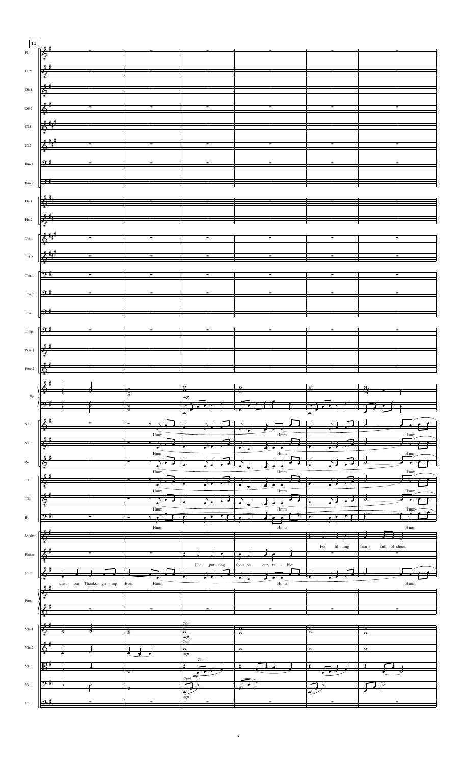14

this, our Thanks - giv - ing Eve. Hmm

For put - ting food on our ta - ble;

For fil - ling hearts full of cheer;

Hmm Hmm Hmm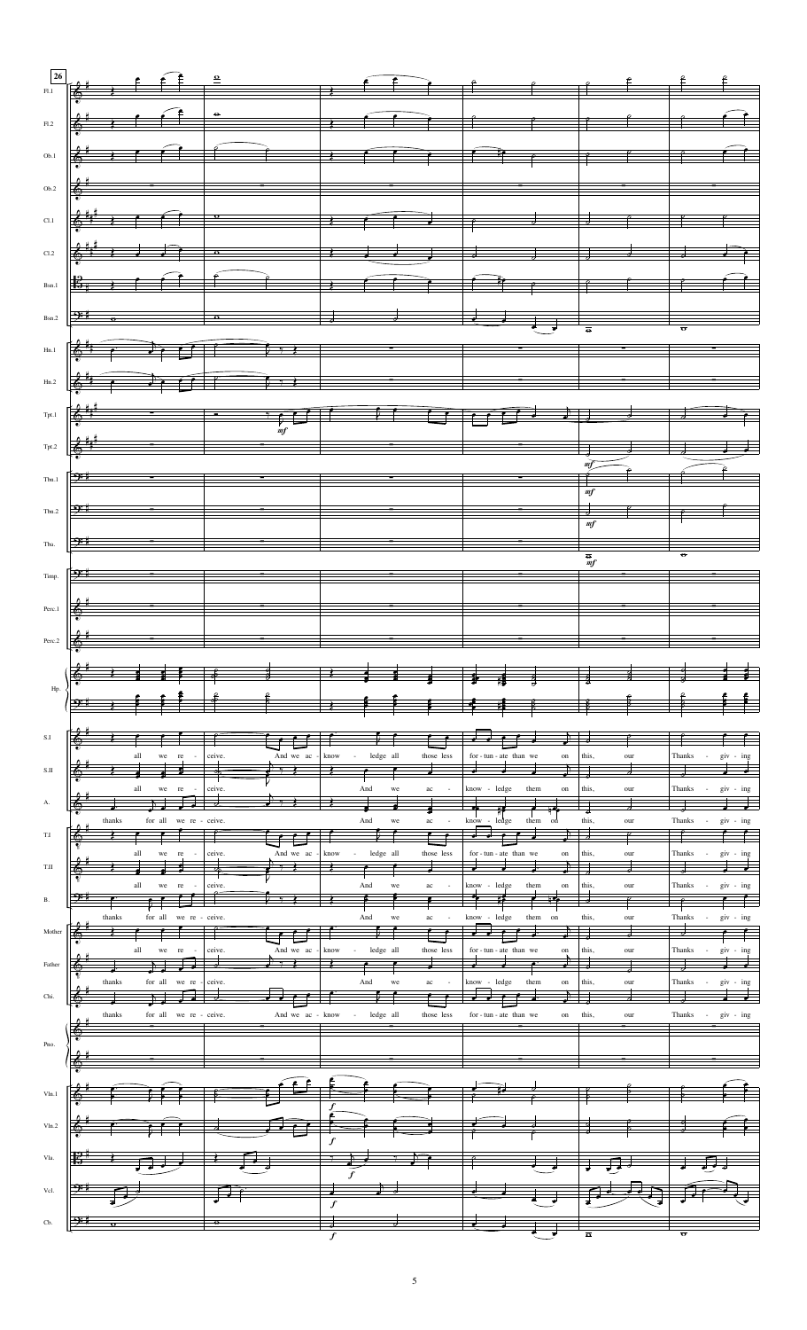26

Fl.1, Fl.2, Ob.1, Ob.2, Cl.1, Cl.2, Bsn.1, Bsn.2, Hn.1, Hn.2, Tpt.1, Tpt.2, Tbn.1, Tbn.2, Tba., Timp., Perc.1, Perc.2, Hp., S.I, S.II, A., T.I, T.II, B., Mother, Father, Chi., Pno., Vln.1, Vln.2, Vla., Vcl., Cb.

*mf* *f*

S.I: all we re - ceive. And we ac - know - ledge all those less for - tun - ate than we on this, our Thanks - giv - ing

S.II: all we re - ceive. And we ac - know - ledge them on this, our Thanks - giv - ing

A.: thanks for all we re - ceive. And we ac - know - ledge them on this, our Thanks - giv - ing

T.I: all we re - ceive. And we ac - know - ledge all those less for - tun - ate than we on this, our Thanks - giv - ing

T.II: all we re - ceive. And we ac - know - ledge them on this, our Thanks - giv - ing

B.: thanks for all we re - ceive. And we ac - know - ledge them on this, our Thanks - giv - ing

Mother: all we re - ceive. And we ac - know - ledge all those less for - tun - ate than we on this, our Thanks - giv - ing

Father: thanks for all we re - ceive. And we ac - know - ledge them on this, our Thanks - giv - ing

Chi.: thanks for all we re - ceive. And we ac - know - ledge all those less for - tun - ate than we on this, our Thanks - giv - ing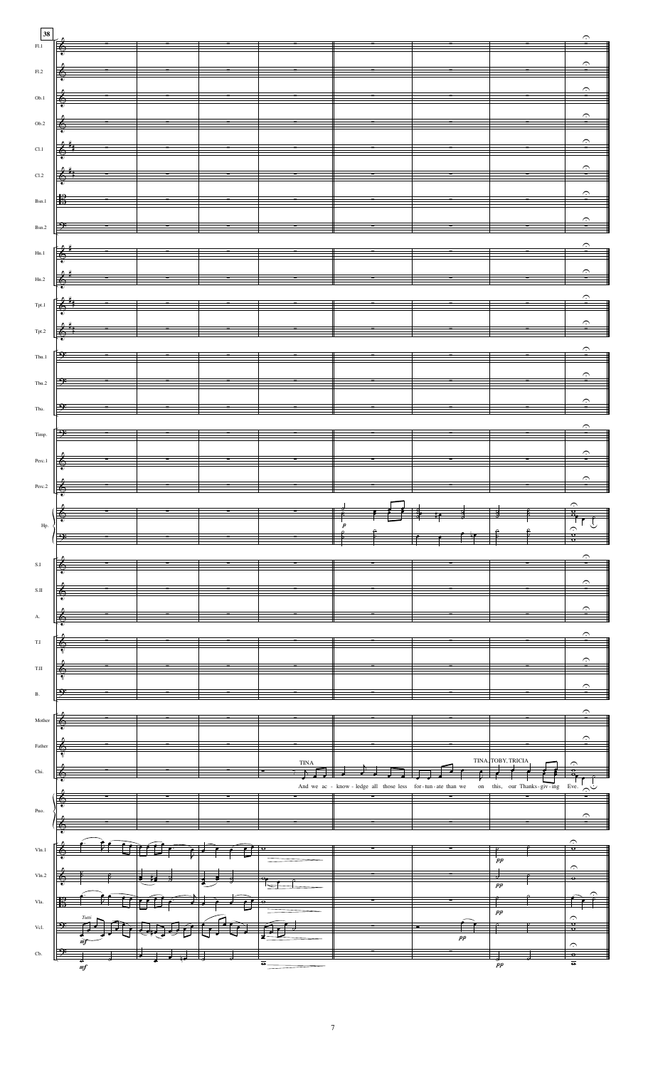38

TINA

And we ac - know - ledge all those less for - tun - ate than we on this, our Thanks - giv - ing Eve.

TINA, TOBY, TRICIA